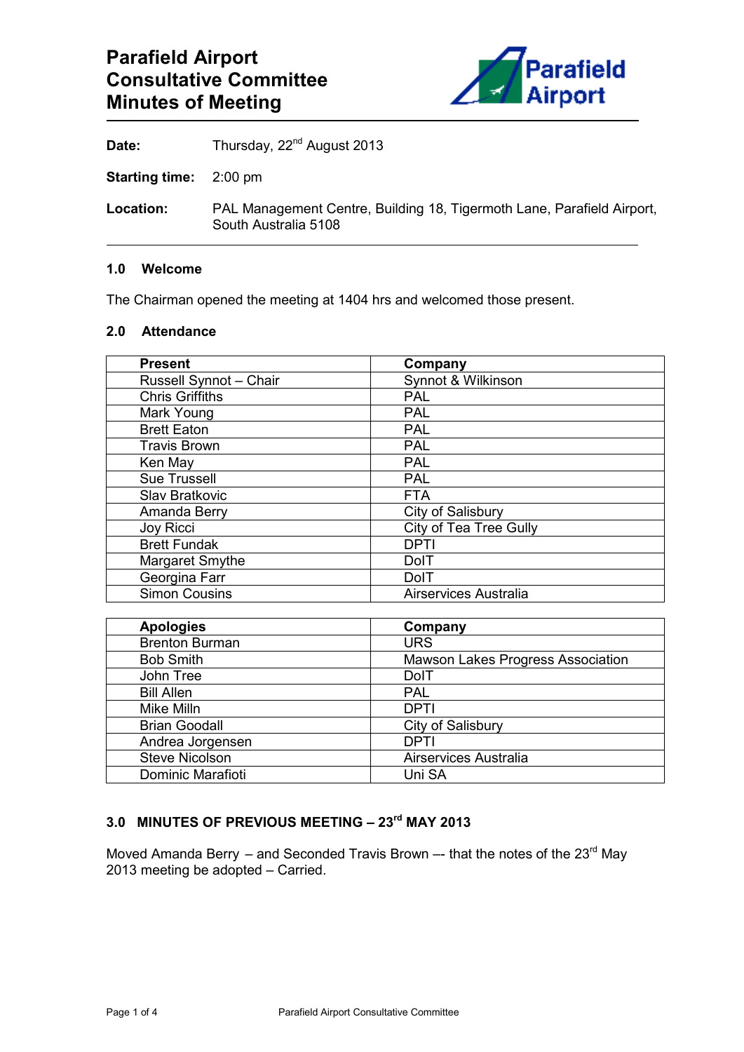# Parafield Airport Consultative Committee Minutes of Meeting

**Date:** Thursday, 22nd August 2013

**Starting time:** 2:00 pm

**Location:** PAL Management Centre, Building 18, Tigermoth Lane, Parafield Airport, South Australia 5108

## 1.0 Welcome

The Chairman opened the meeting at 1404 hrs and welcomed those present.

## 2.0 Attendance

| Present | Company |
|---|---|
| Russell Synnot – Chair | Synnot & Wilkinson |
| Chris Griffiths | PAL |
| Mark Young | PAL |
| Brett Eaton | PAL |
| Travis Brown | PAL |
| Ken May | PAL |
| Sue Trussell | PAL |
| Slav Bratkovic | FTA |
| Amanda Berry | City of Salisbury |
| Joy Ricci | City of Tea Tree Gully |
| Brett Fundak | DPTI |
| Margaret Smythe | DoIT |
| Georgina Farr | DoIT |
| Simon Cousins | Airservices Australia |

| Apologies | Company |
|---|---|
| Brenton Burman | URS |
| Bob Smith | Mawson Lakes Progress Association |
| John Tree | DoIT |
| Bill Allen | PAL |
| Mike Milln | DPTI |
| Brian Goodall | City of Salisbury |
| Andrea Jorgensen | DPTI |
| Steve Nicolson | Airservices Australia |
| Dominic Marafioti | Uni SA |

## 3.0 MINUTES OF PREVIOUS MEETING – 23rd MAY 2013

Moved Amanda Berry – and Seconded Travis Brown –- that the notes of the 23rd May 2013 meeting be adopted – Carried.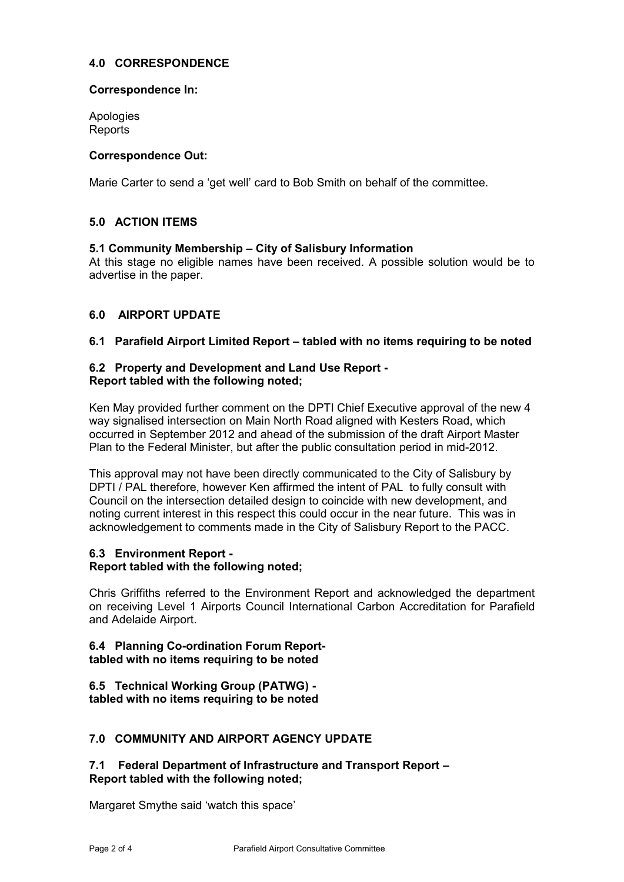## 4.0 CORRESPONDENCE

**Correspondence In:**

Apologies
Reports

**Correspondence Out:**

Marie Carter to send a 'get well' card to Bob Smith on behalf of the committee.

## 5.0 ACTION ITEMS

**5.1 Community Membership – City of Salisbury Information**
At this stage no eligible names have been received. A possible solution would be to advertise in the paper.

## 6.0 AIRPORT UPDATE

**6.1 Parafield Airport Limited Report – tabled with no items requiring to be noted**

**6.2 Property and Development and Land Use Report -**
**Report tabled with the following noted;**

Ken May provided further comment on the DPTI Chief Executive approval of the new 4 way signalised intersection on Main North Road aligned with Kesters Road, which occurred in September 2012 and ahead of the submission of the draft Airport Master Plan to the Federal Minister, but after the public consultation period in mid-2012.

This approval may not have been directly communicated to the City of Salisbury by DPTI / PAL therefore, however Ken affirmed the intent of PAL to fully consult with Council on the intersection detailed design to coincide with new development, and noting current interest in this respect this could occur in the near future. This was in acknowledgement to comments made in the City of Salisbury Report to the PACC.

**6.3 Environment Report -**
**Report tabled with the following noted;**

Chris Griffiths referred to the Environment Report and acknowledged the department on receiving Level 1 Airports Council International Carbon Accreditation for Parafield and Adelaide Airport.

**6.4 Planning Co-ordination Forum Report-**
**tabled with no items requiring to be noted**

**6.5 Technical Working Group (PATWG) -**
**tabled with no items requiring to be noted**

## 7.0 COMMUNITY AND AIRPORT AGENCY UPDATE

**7.1 Federal Department of Infrastructure and Transport Report –**
**Report tabled with the following noted;**

Margaret Smythe said 'watch this space'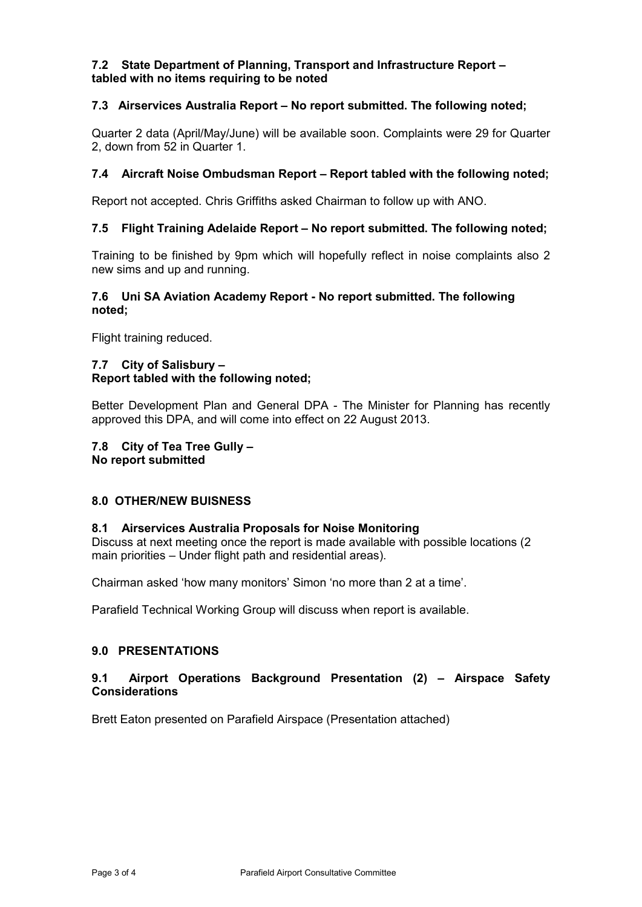### 7.2 State Department of Planning, Transport and Infrastructure Report – tabled with no items requiring to be noted

### 7.3 Airservices Australia Report – No report submitted. The following noted;

Quarter 2 data (April/May/June) will be available soon. Complaints were 29 for Quarter 2, down from 52 in Quarter 1.

### 7.4 Aircraft Noise Ombudsman Report – Report tabled with the following noted;

Report not accepted. Chris Griffiths asked Chairman to follow up with ANO.

### 7.5 Flight Training Adelaide Report – No report submitted. The following noted;

Training to be finished by 9pm which will hopefully reflect in noise complaints also 2 new sims and up and running.

### 7.6 Uni SA Aviation Academy Report - No report submitted. The following noted;

Flight training reduced.

### 7.7 City of Salisbury – Report tabled with the following noted;

Better Development Plan and General DPA - The Minister for Planning has recently approved this DPA, and will come into effect on 22 August 2013.

### 7.8 City of Tea Tree Gully – No report submitted

## 8.0 OTHER/NEW BUISNESS

### 8.1 Airservices Australia Proposals for Noise Monitoring

Discuss at next meeting once the report is made available with possible locations (2 main priorities – Under flight path and residential areas).

Chairman asked 'how many monitors' Simon 'no more than 2 at a time'.

Parafield Technical Working Group will discuss when report is available.

## 9.0 PRESENTATIONS

### 9.1 Airport Operations Background Presentation (2) – Airspace Safety Considerations

Brett Eaton presented on Parafield Airspace (Presentation attached)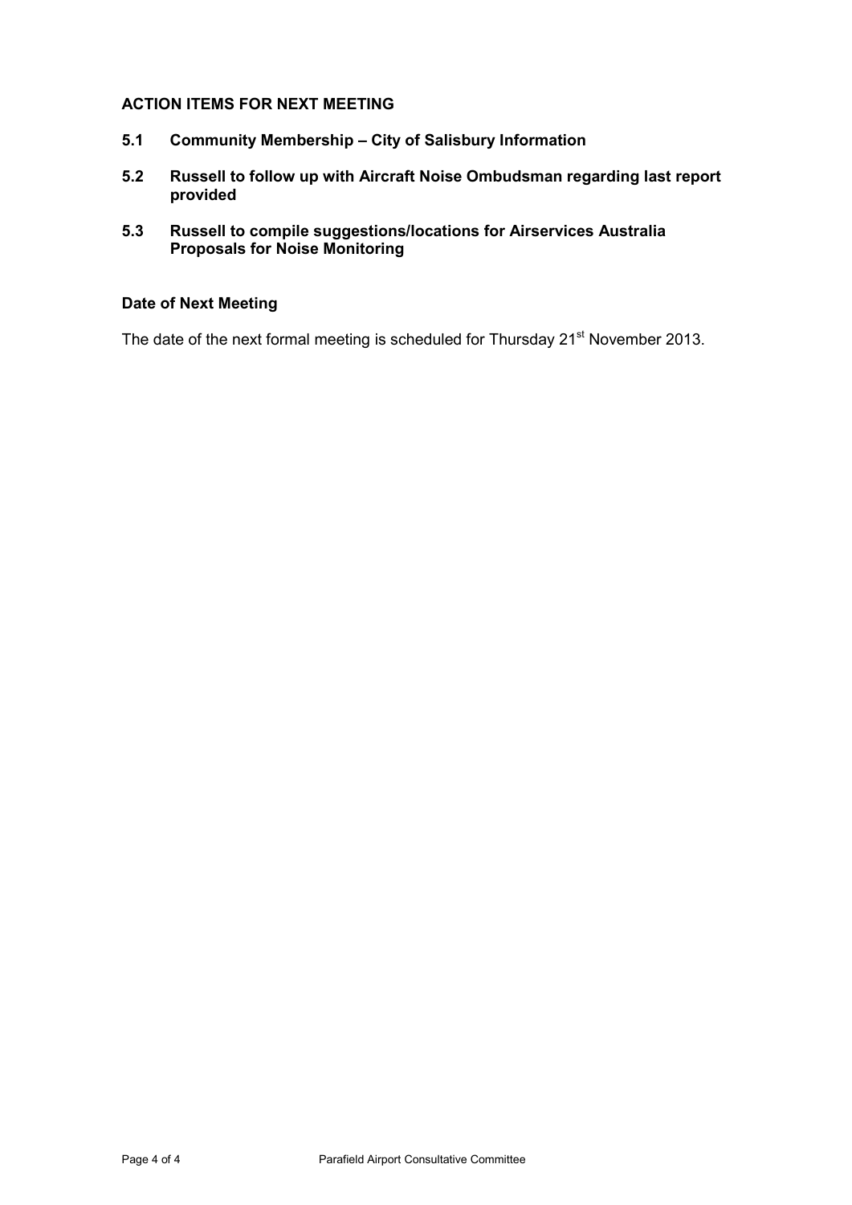## ACTION ITEMS FOR NEXT MEETING

### 5.1 Community Membership – City of Salisbury Information

### 5.2 Russell to follow up with Aircraft Noise Ombudsman regarding last report provided

### 5.3 Russell to compile suggestions/locations for Airservices Australia Proposals for Noise Monitoring

### Date of Next Meeting

The date of the next formal meeting is scheduled for Thursday 21st November 2013.